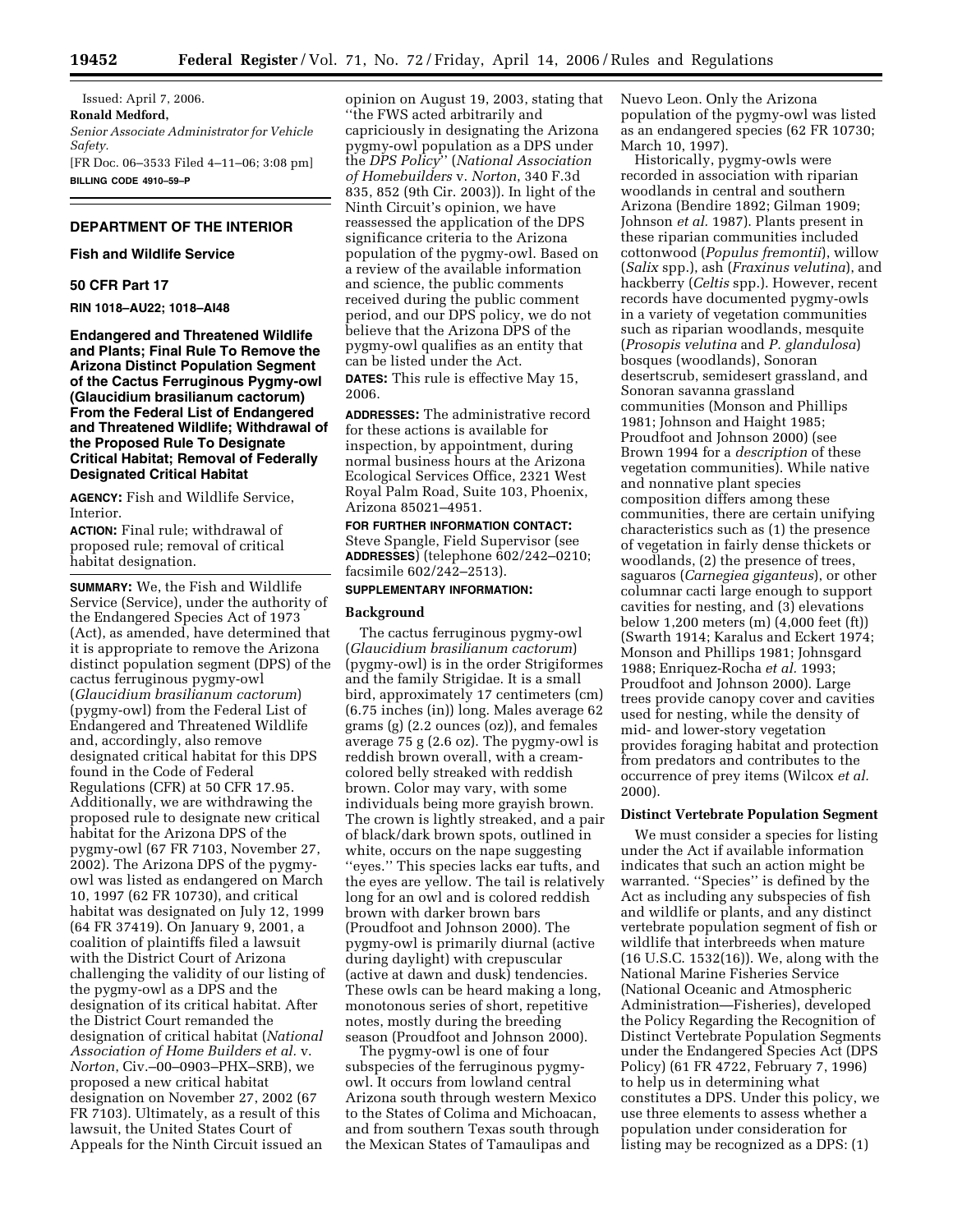Issued: April 7, 2006.

**Ronald Medford,**

*Senior Associate Administrator for Vehicle Safety.*

[FR Doc. 06–3533 Filed 4–11–06; 3:08 pm]

**BILLING CODE 4910–59–P**

## DEPARTMENT OF THE INTERIOR

### Fish and Wildlife Service

### 50 CFR Part 17

**RIN 1018–AU22; 1018–AI48**

### Endangered and Threatened Wildlife and Plants; Final Rule To Remove the Arizona Distinct Population Segment of the Cactus Ferruginous Pygmy-owl (*Glaucidium brasilianum cactorum*) From the Federal List of Endangered and Threatened Wildlife; Withdrawal of the Proposed Rule To Designate Critical Habitat; Removal of Federally Designated Critical Habitat

**AGENCY:** Fish and Wildlife Service, Interior.

**ACTION:** Final rule; withdrawal of proposed rule; removal of critical habitat designation.

**SUMMARY:** We, the Fish and Wildlife Service (Service), under the authority of the Endangered Species Act of 1973 (Act), as amended, have determined that it is appropriate to remove the Arizona distinct population segment (DPS) of the cactus ferruginous pygmy-owl (*Glaucidium brasilianum cactorum*) (pygmy-owl) from the Federal List of Endangered and Threatened Wildlife and, accordingly, also remove designated critical habitat for this DPS found in the Code of Federal Regulations (CFR) at 50 CFR 17.95. Additionally, we are withdrawing the proposed rule to designate new critical habitat for the Arizona DPS of the pygmy-owl (67 FR 7103, November 27, 2002). The Arizona DPS of the pygmy-owl was listed as endangered on March 10, 1997 (62 FR 10730), and critical habitat was designated on July 12, 1999 (64 FR 37419). On January 9, 2001, a coalition of plaintiffs filed a lawsuit with the District Court of Arizona challenging the validity of our listing of the pygmy-owl as a DPS and the designation of its critical habitat. After the District Court remanded the designation of critical habitat (*National Association of Home Builders et al.* v. *Norton*, Civ.–00–0903–PHX–SRB), we proposed a new critical habitat designation on November 27, 2002 (67 FR 7103). Ultimately, as a result of this lawsuit, the United States Court of Appeals for the Ninth Circuit issued an opinion on August 19, 2003, stating that ''the FWS acted arbitrarily and capriciously in designating the Arizona pygmy-owl population as a DPS under the *DPS Policy*'' (*National Association of Homebuilders* v. *Norton*, 340 F.3d 835, 852 (9th Cir. 2003)). In light of the Ninth Circuit's opinion, we have reassessed the application of the DPS significance criteria to the Arizona population of the pygmy-owl. Based on a review of the available information and science, the public comments received during the public comment period, and our DPS policy, we do not believe that the Arizona DPS of the pygmy-owl qualifies as an entity that can be listed under the Act.

**DATES:** This rule is effective May 15, 2006.

**ADDRESSES:** The administrative record for these actions is available for inspection, by appointment, during normal business hours at the Arizona Ecological Services Office, 2321 West Royal Palm Road, Suite 103, Phoenix, Arizona 85021–4951.

**FOR FURTHER INFORMATION CONTACT:** Steve Spangle, Field Supervisor (see **ADDRESSES**) (telephone 602/242–0210; facsimile 602/242–2513).

**SUPPLEMENTARY INFORMATION:**

### Background

The cactus ferruginous pygmy-owl (*Glaucidium brasilianum cactorum*) (pygmy-owl) is in the order Strigiformes and the family Strigidae. It is a small bird, approximately 17 centimeters (cm) (6.75 inches (in)) long. Males average 62 grams (g) (2.2 ounces (oz)), and females average 75 g (2.6 oz). The pygmy-owl is reddish brown overall, with a cream-colored belly streaked with reddish brown. Color may vary, with some individuals being more grayish brown. The crown is lightly streaked, and a pair of black/dark brown spots, outlined in white, occurs on the nape suggesting ''eyes.'' This species lacks ear tufts, and the eyes are yellow. The tail is relatively long for an owl and is colored reddish brown with darker brown bars (Proudfoot and Johnson 2000). The pygmy-owl is primarily diurnal (active during daylight) with crepuscular (active at dawn and dusk) tendencies. These owls can be heard making a long, monotonous series of short, repetitive notes, mostly during the breeding season (Proudfoot and Johnson 2000).

The pygmy-owl is one of four subspecies of the ferruginous pygmy-owl. It occurs from lowland central Arizona south through western Mexico to the States of Colima and Michoacan, and from southern Texas south through the Mexican States of Tamaulipas and Nuevo Leon. Only the Arizona population of the pygmy-owl was listed as an endangered species (62 FR 10730; March 10, 1997).

Historically, pygmy-owls were recorded in association with riparian woodlands in central and southern Arizona (Bendire 1892; Gilman 1909; Johnson *et al.* 1987). Plants present in these riparian communities included cottonwood (*Populus fremontii*), willow (*Salix* spp.), ash (*Fraxinus velutina*), and hackberry (*Celtis* spp.). However, recent records have documented pygmy-owls in a variety of vegetation communities such as riparian woodlands, mesquite (*Prosopis velutina* and *P. glandulosa*) bosques (woodlands), Sonoran desertscrub, semidesert grassland, and Sonoran savanna grassland communities (Monson and Phillips 1981; Johnson and Haight 1985; Proudfoot and Johnson 2000) (see Brown 1994 for a *description* of these vegetation communities). While native and nonnative plant species composition differs among these communities, there are certain unifying characteristics such as (1) the presence of vegetation in fairly dense thickets or woodlands, (2) the presence of trees, saguaros (*Carnegiea giganteus*), or other columnar cacti large enough to support cavities for nesting, and (3) elevations below 1,200 meters (m) (4,000 feet (ft)) (Swarth 1914; Karalus and Eckert 1974; Monson and Phillips 1981; Johnsgard 1988; Enriquez-Rocha *et al.* 1993; Proudfoot and Johnson 2000). Large trees provide canopy cover and cavities used for nesting, while the density of mid- and lower-story vegetation provides foraging habitat and protection from predators and contributes to the occurrence of prey items (Wilcox *et al.* 2000).

### Distinct Vertebrate Population Segment

We must consider a species for listing under the Act if available information indicates that such an action might be warranted. ''Species'' is defined by the Act as including any subspecies of fish and wildlife or plants, and any distinct vertebrate population segment of fish or wildlife that interbreeds when mature (16 U.S.C. 1532(16)). We, along with the National Marine Fisheries Service (National Oceanic and Atmospheric Administration—Fisheries), developed the Policy Regarding the Recognition of Distinct Vertebrate Population Segments under the Endangered Species Act (DPS Policy) (61 FR 4722, February 7, 1996) to help us in determining what constitutes a DPS. Under this policy, we use three elements to assess whether a population under consideration for listing may be recognized as a DPS: (1)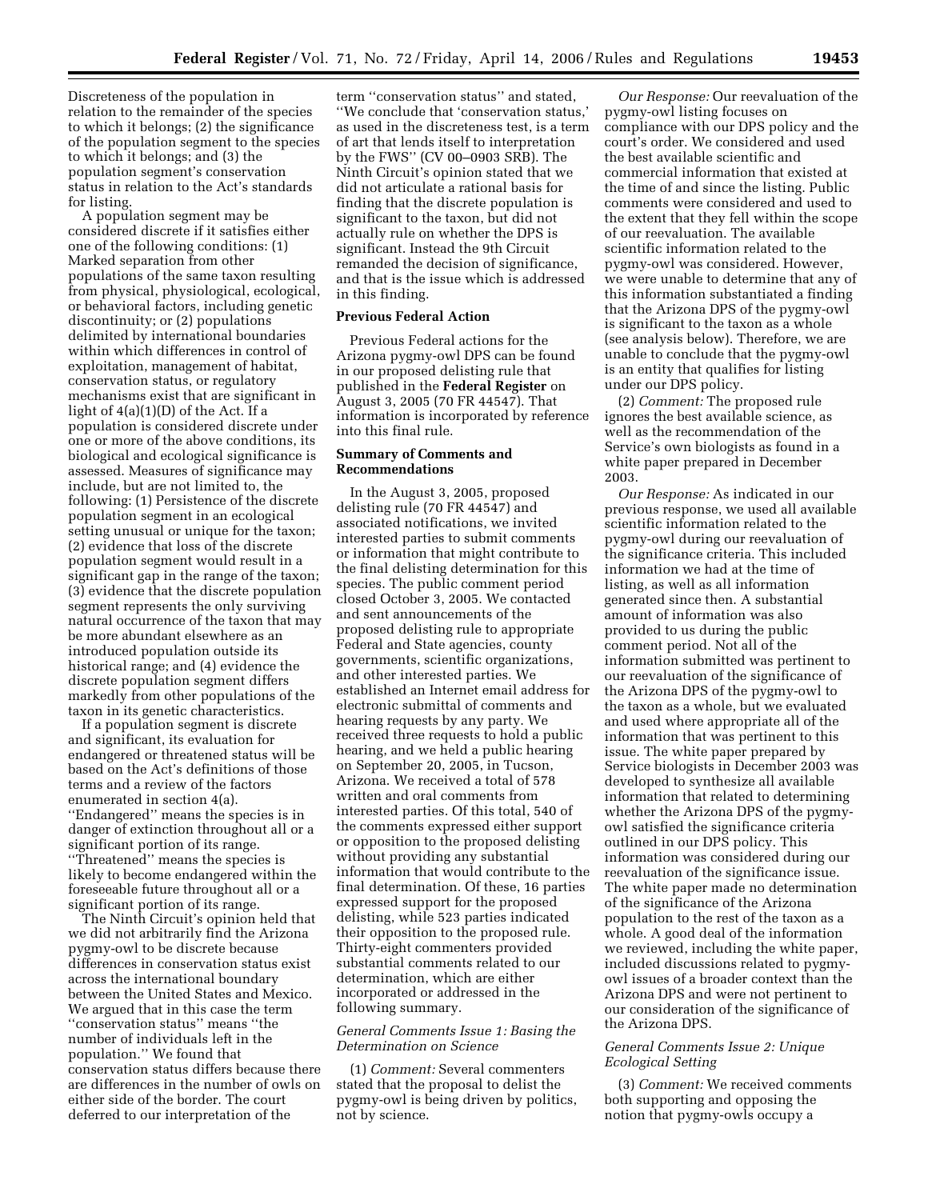Discreteness of the population in relation to the remainder of the species to which it belongs; (2) the significance of the population segment to the species to which it belongs; and (3) the population segment's conservation status in relation to the Act's standards for listing.

A population segment may be considered discrete if it satisfies either one of the following conditions: (1) Marked separation from other populations of the same taxon resulting from physical, physiological, ecological, or behavioral factors, including genetic discontinuity; or (2) populations delimited by international boundaries within which differences in control of exploitation, management of habitat, conservation status, or regulatory mechanisms exist that are significant in light of 4(a)(1)(D) of the Act. If a population is considered discrete under one or more of the above conditions, its biological and ecological significance is assessed. Measures of significance may include, but are not limited to, the following: (1) Persistence of the discrete population segment in an ecological setting unusual or unique for the taxon; (2) evidence that loss of the discrete population segment would result in a significant gap in the range of the taxon; (3) evidence that the discrete population segment represents the only surviving natural occurrence of the taxon that may be more abundant elsewhere as an introduced population outside its historical range; and (4) evidence the discrete population segment differs markedly from other populations of the taxon in its genetic characteristics.

If a population segment is discrete and significant, its evaluation for endangered or threatened status will be based on the Act's definitions of those terms and a review of the factors enumerated in section 4(a). ''Endangered'' means the species is in danger of extinction throughout all or a significant portion of its range. ''Threatened'' means the species is likely to become endangered within the foreseeable future throughout all or a significant portion of its range.

The Ninth Circuit's opinion held that we did not arbitrarily find the Arizona pygmy-owl to be discrete because differences in conservation status exist across the international boundary between the United States and Mexico. We argued that in this case the term ''conservation status'' means ''the number of individuals left in the population.'' We found that conservation status differs because there are differences in the number of owls on either side of the border. The court deferred to our interpretation of the term ''conservation status'' and stated, ''We conclude that 'conservation status,' as used in the discreteness test, is a term of art that lends itself to interpretation by the FWS'' (CV 00–0903 SRB). The Ninth Circuit's opinion stated that we did not articulate a rational basis for finding that the discrete population is significant to the taxon, but did not actually rule on whether the DPS is significant. Instead the 9th Circuit remanded the decision of significance, and that is the issue which is addressed in this finding.

**Previous Federal Action**

Previous Federal actions for the Arizona pygmy-owl DPS can be found in our proposed delisting rule that published in the **Federal Register** on August 3, 2005 (70 FR 44547). That information is incorporated by reference into this final rule.

**Summary of Comments and Recommendations**

In the August 3, 2005, proposed delisting rule (70 FR 44547) and associated notifications, we invited interested parties to submit comments or information that might contribute to the final delisting determination for this species. The public comment period closed October 3, 2005. We contacted and sent announcements of the proposed delisting rule to appropriate Federal and State agencies, county governments, scientific organizations, and other interested parties. We established an Internet email address for electronic submittal of comments and hearing requests by any party. We received three requests to hold a public hearing, and we held a public hearing on September 20, 2005, in Tucson, Arizona. We received a total of 578 written and oral comments from interested parties. Of this total, 540 of the comments expressed either support or opposition to the proposed delisting without providing any substantial information that would contribute to the final determination. Of these, 16 parties expressed support for the proposed delisting, while 523 parties indicated their opposition to the proposed rule. Thirty-eight commenters provided substantial comments related to our determination, which are either incorporated or addressed in the following summary.

*General Comments Issue 1: Basing the Determination on Science*

(1) *Comment:* Several commenters stated that the proposal to delist the pygmy-owl is being driven by politics, not by science.

*Our Response:* Our reevaluation of the pygmy-owl listing focuses on compliance with our DPS policy and the court's order. We considered and used the best available scientific and commercial information that existed at the time of and since the listing. Public comments were considered and used to the extent that they fell within the scope of our reevaluation. The available scientific information related to the pygmy-owl was considered. However, we were unable to determine that any of this information substantiated a finding that the Arizona DPS of the pygmy-owl is significant to the taxon as a whole (see analysis below). Therefore, we are unable to conclude that the pygmy-owl is an entity that qualifies for listing under our DPS policy.

(2) *Comment:* The proposed rule ignores the best available science, as well as the recommendation of the Service's own biologists as found in a white paper prepared in December 2003.

*Our Response:* As indicated in our previous response, we used all available scientific information related to the pygmy-owl during our reevaluation of the significance criteria. This included information we had at the time of listing, as well as all information generated since then. A substantial amount of information was also provided to us during the public comment period. Not all of the information submitted was pertinent to our reevaluation of the significance of the Arizona DPS of the pygmy-owl to the taxon as a whole, but we evaluated and used where appropriate all of the information that was pertinent to this issue. The white paper prepared by Service biologists in December 2003 was developed to synthesize all available information that related to determining whether the Arizona DPS of the pygmy-owl satisfied the significance criteria outlined in our DPS policy. This information was considered during our reevaluation of the significance issue. The white paper made no determination of the significance of the Arizona population to the rest of the taxon as a whole. A good deal of the information we reviewed, including the white paper, included discussions related to pygmy-owl issues of a broader context than the Arizona DPS and were not pertinent to our consideration of the significance of the Arizona DPS.

*General Comments Issue 2: Unique Ecological Setting*

(3) *Comment:* We received comments both supporting and opposing the notion that pygmy-owls occupy a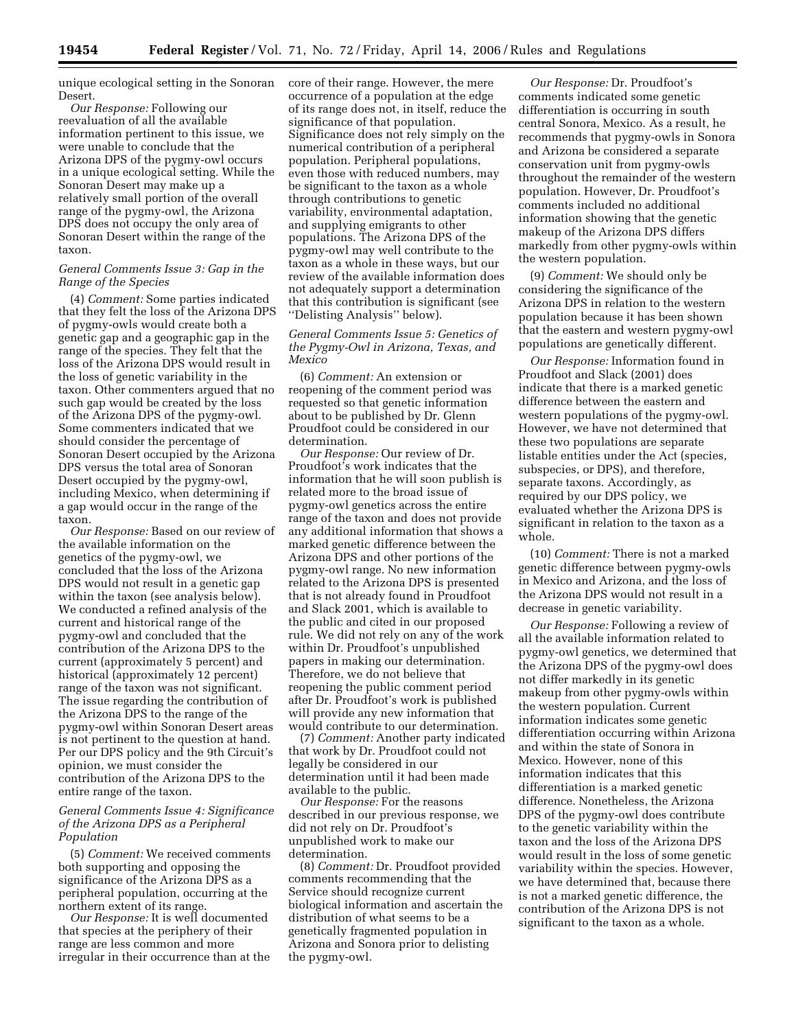unique ecological setting in the Sonoran Desert.

*Our Response:* Following our reevaluation of all the available information pertinent to this issue, we were unable to conclude that the Arizona DPS of the pygmy-owl occurs in a unique ecological setting. While the Sonoran Desert may make up a relatively small portion of the overall range of the pygmy-owl, the Arizona DPS does not occupy the only area of Sonoran Desert within the range of the taxon.

### *General Comments Issue 3: Gap in the Range of the Species*

(4) *Comment:* Some parties indicated that they felt the loss of the Arizona DPS of pygmy-owls would create both a genetic gap and a geographic gap in the range of the species. They felt that the loss of the Arizona DPS would result in the loss of genetic variability in the taxon. Other commenters argued that no such gap would be created by the loss of the Arizona DPS of the pygmy-owl. Some commenters indicated that we should consider the percentage of Sonoran Desert occupied by the Arizona DPS versus the total area of Sonoran Desert occupied by the pygmy-owl, including Mexico, when determining if a gap would occur in the range of the taxon.

*Our Response:* Based on our review of the available information on the genetics of the pygmy-owl, we concluded that the loss of the Arizona DPS would not result in a genetic gap within the taxon (see analysis below). We conducted a refined analysis of the current and historical range of the pygmy-owl and concluded that the contribution of the Arizona DPS to the current (approximately 5 percent) and historical (approximately 12 percent) range of the taxon was not significant. The issue regarding the contribution of the Arizona DPS to the range of the pygmy-owl within Sonoran Desert areas is not pertinent to the question at hand. Per our DPS policy and the 9th Circuit's opinion, we must consider the contribution of the Arizona DPS to the entire range of the taxon.

### *General Comments Issue 4: Significance of the Arizona DPS as a Peripheral Population*

(5) *Comment:* We received comments both supporting and opposing the significance of the Arizona DPS as a peripheral population, occurring at the northern extent of its range.

*Our Response:* It is well documented that species at the periphery of their range are less common and more irregular in their occurrence than at the core of their range. However, the mere occurrence of a population at the edge of its range does not, in itself, reduce the significance of that population. Significance does not rely simply on the numerical contribution of a peripheral population. Peripheral populations, even those with reduced numbers, may be significant to the taxon as a whole through contributions to genetic variability, environmental adaptation, and supplying emigrants to other populations. The Arizona DPS of the pygmy-owl may well contribute to the taxon as a whole in these ways, but our review of the available information does not adequately support a determination that this contribution is significant (see ''Delisting Analysis'' below).

### *General Comments Issue 5: Genetics of the Pygmy-Owl in Arizona, Texas, and Mexico*

(6) *Comment:* An extension or reopening of the comment period was requested so that genetic information about to be published by Dr. Glenn Proudfoot could be considered in our determination.

*Our Response:* Our review of Dr. Proudfoot's work indicates that the information that he will soon publish is related more to the broad issue of pygmy-owl genetics across the entire range of the taxon and does not provide any additional information that shows a marked genetic difference between the Arizona DPS and other portions of the pygmy-owl range. No new information related to the Arizona DPS is presented that is not already found in Proudfoot and Slack 2001, which is available to the public and cited in our proposed rule. We did not rely on any of the work within Dr. Proudfoot's unpublished papers in making our determination. Therefore, we do not believe that reopening the public comment period after Dr. Proudfoot's work is published will provide any new information that would contribute to our determination.

(7) *Comment:* Another party indicated that work by Dr. Proudfoot could not legally be considered in our determination until it had been made available to the public.

*Our Response:* For the reasons described in our previous response, we did not rely on Dr. Proudfoot's unpublished work to make our determination.

(8) *Comment:* Dr. Proudfoot provided comments recommending that the Service should recognize current biological information and ascertain the distribution of what seems to be a genetically fragmented population in Arizona and Sonora prior to delisting the pygmy-owl.

*Our Response:* Dr. Proudfoot's comments indicated some genetic differentiation is occurring in south central Sonora, Mexico. As a result, he recommends that pygmy-owls in Sonora and Arizona be considered a separate conservation unit from pygmy-owls throughout the remainder of the western population. However, Dr. Proudfoot's comments included no additional information showing that the genetic makeup of the Arizona DPS differs markedly from other pygmy-owls within the western population.

(9) *Comment:* We should only be considering the significance of the Arizona DPS in relation to the western population because it has been shown that the eastern and western pygmy-owl populations are genetically different.

*Our Response:* Information found in Proudfoot and Slack (2001) does indicate that there is a marked genetic difference between the eastern and western populations of the pygmy-owl. However, we have not determined that these two populations are separate listable entities under the Act (species, subspecies, or DPS), and therefore, separate taxons. Accordingly, as required by our DPS policy, we evaluated whether the Arizona DPS is significant in relation to the taxon as a whole.

(10) *Comment:* There is not a marked genetic difference between pygmy-owls in Mexico and Arizona, and the loss of the Arizona DPS would not result in a decrease in genetic variability.

*Our Response:* Following a review of all the available information related to pygmy-owl genetics, we determined that the Arizona DPS of the pygmy-owl does not differ markedly in its genetic makeup from other pygmy-owls within the western population. Current information indicates some genetic differentiation occurring within Arizona and within the state of Sonora in Mexico. However, none of this information indicates that this differentiation is a marked genetic difference. Nonetheless, the Arizona DPS of the pygmy-owl does contribute to the genetic variability within the taxon and the loss of the Arizona DPS would result in the loss of some genetic variability within the species. However, we have determined that, because there is not a marked genetic difference, the contribution of the Arizona DPS is not significant to the taxon as a whole.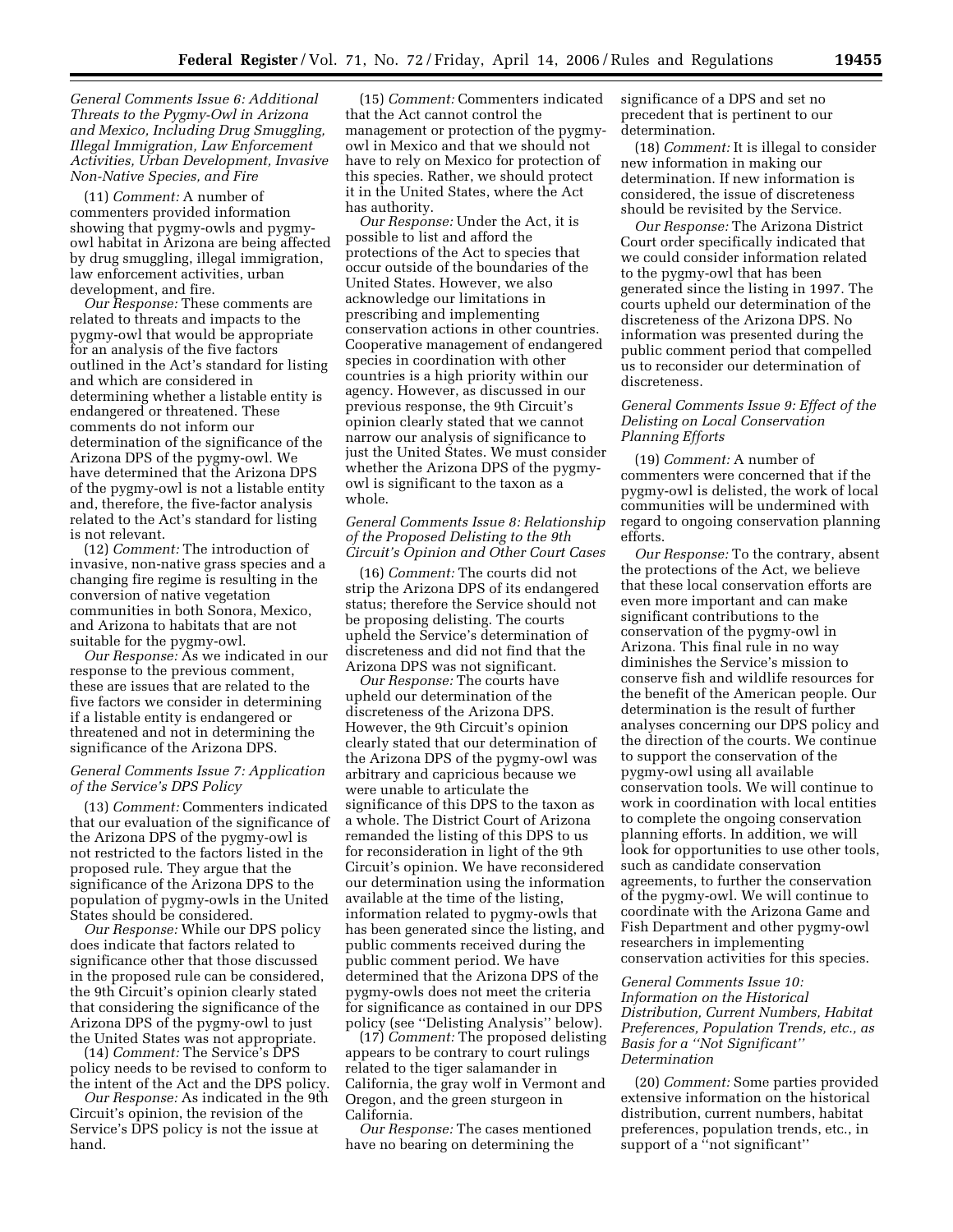*General Comments Issue 6: Additional Threats to the Pygmy-Owl in Arizona and Mexico, Including Drug Smuggling, Illegal Immigration, Law Enforcement Activities, Urban Development, Invasive Non-Native Species, and Fire*

(11) *Comment:* A number of commenters provided information showing that pygmy-owls and pygmy-owl habitat in Arizona are being affected by drug smuggling, illegal immigration, law enforcement activities, urban development, and fire.

*Our Response:* These comments are related to threats and impacts to the pygmy-owl that would be appropriate for an analysis of the five factors outlined in the Act's standard for listing and which are considered in determining whether a listable entity is endangered or threatened. These comments do not inform our determination of the significance of the Arizona DPS of the pygmy-owl. We have determined that the Arizona DPS of the pygmy-owl is not a listable entity and, therefore, the five-factor analysis related to the Act's standard for listing is not relevant.

(12) *Comment:* The introduction of invasive, non-native grass species and a changing fire regime is resulting in the conversion of native vegetation communities in both Sonora, Mexico, and Arizona to habitats that are not suitable for the pygmy-owl.

*Our Response:* As we indicated in our response to the previous comment, these are issues that are related to the five factors we consider in determining if a listable entity is endangered or threatened and not in determining the significance of the Arizona DPS.

*General Comments Issue 7: Application of the Service's DPS Policy*

(13) *Comment:* Commenters indicated that our evaluation of the significance of the Arizona DPS of the pygmy-owl is not restricted to the factors listed in the proposed rule. They argue that the significance of the Arizona DPS to the population of pygmy-owls in the United States should be considered.

*Our Response:* While our DPS policy does indicate that factors related to significance other that those discussed in the proposed rule can be considered, the 9th Circuit's opinion clearly stated that considering the significance of the Arizona DPS of the pygmy-owl to just the United States was not appropriate.

(14) *Comment:* The Service's DPS policy needs to be revised to conform to the intent of the Act and the DPS policy.

*Our Response:* As indicated in the 9th Circuit's opinion, the revision of the Service's DPS policy is not the issue at hand.

(15) *Comment:* Commenters indicated that the Act cannot control the management or protection of the pygmy-owl in Mexico and that we should not have to rely on Mexico for protection of this species. Rather, we should protect it in the United States, where the Act has authority.

*Our Response:* Under the Act, it is possible to list and afford the protections of the Act to species that occur outside of the boundaries of the United States. However, we also acknowledge our limitations in prescribing and implementing conservation actions in other countries. Cooperative management of endangered species in coordination with other countries is a high priority within our agency. However, as discussed in our previous response, the 9th Circuit's opinion clearly stated that we cannot narrow our analysis of significance to just the United States. We must consider whether the Arizona DPS of the pygmy-owl is significant to the taxon as a whole.

*General Comments Issue 8: Relationship of the Proposed Delisting to the 9th Circuit's Opinion and Other Court Cases*

(16) *Comment:* The courts did not strip the Arizona DPS of its endangered status; therefore the Service should not be proposing delisting. The courts upheld the Service's determination of discreteness and did not find that the Arizona DPS was not significant.

*Our Response:* The courts have upheld our determination of the discreteness of the Arizona DPS. However, the 9th Circuit's opinion clearly stated that our determination of the Arizona DPS of the pygmy-owl was arbitrary and capricious because we were unable to articulate the significance of this DPS to the taxon as a whole. The District Court of Arizona remanded the listing of this DPS to us for reconsideration in light of the 9th Circuit's opinion. We have reconsidered our determination using the information available at the time of the listing, information related to pygmy-owls that has been generated since the listing, and public comments received during the public comment period. We have determined that the Arizona DPS of the pygmy-owls does not meet the criteria for significance as contained in our DPS policy (see ''Delisting Analysis'' below).

(17) *Comment:* The proposed delisting appears to be contrary to court rulings related to the tiger salamander in California, the gray wolf in Vermont and Oregon, and the green sturgeon in California.

*Our Response:* The cases mentioned have no bearing on determining the significance of a DPS and set no precedent that is pertinent to our determination.

(18) *Comment:* It is illegal to consider new information in making our determination. If new information is considered, the issue of discreteness should be revisited by the Service.

*Our Response:* The Arizona District Court order specifically indicated that we could consider information related to the pygmy-owl that has been generated since the listing in 1997. The courts upheld our determination of the discreteness of the Arizona DPS. No information was presented during the public comment period that compelled us to reconsider our determination of discreteness.

*General Comments Issue 9: Effect of the Delisting on Local Conservation Planning Efforts*

(19) *Comment:* A number of commenters were concerned that if the pygmy-owl is delisted, the work of local communities will be undermined with regard to ongoing conservation planning efforts.

*Our Response:* To the contrary, absent the protections of the Act, we believe that these local conservation efforts are even more important and can make significant contributions to the conservation of the pygmy-owl in Arizona. This final rule in no way diminishes the Service's mission to conserve fish and wildlife resources for the benefit of the American people. Our determination is the result of further analyses concerning our DPS policy and the direction of the courts. We continue to support the conservation of the pygmy-owl using all available conservation tools. We will continue to work in coordination with local entities to complete the ongoing conservation planning efforts. In addition, we will look for opportunities to use other tools, such as candidate conservation agreements, to further the conservation of the pygmy-owl. We will continue to coordinate with the Arizona Game and Fish Department and other pygmy-owl researchers in implementing conservation activities for this species.

*General Comments Issue 10: Information on the Historical Distribution, Current Numbers, Habitat Preferences, Population Trends, etc., as Basis for a ''Not Significant'' Determination*

(20) *Comment:* Some parties provided extensive information on the historical distribution, current numbers, habitat preferences, population trends, etc., in support of a ''not significant''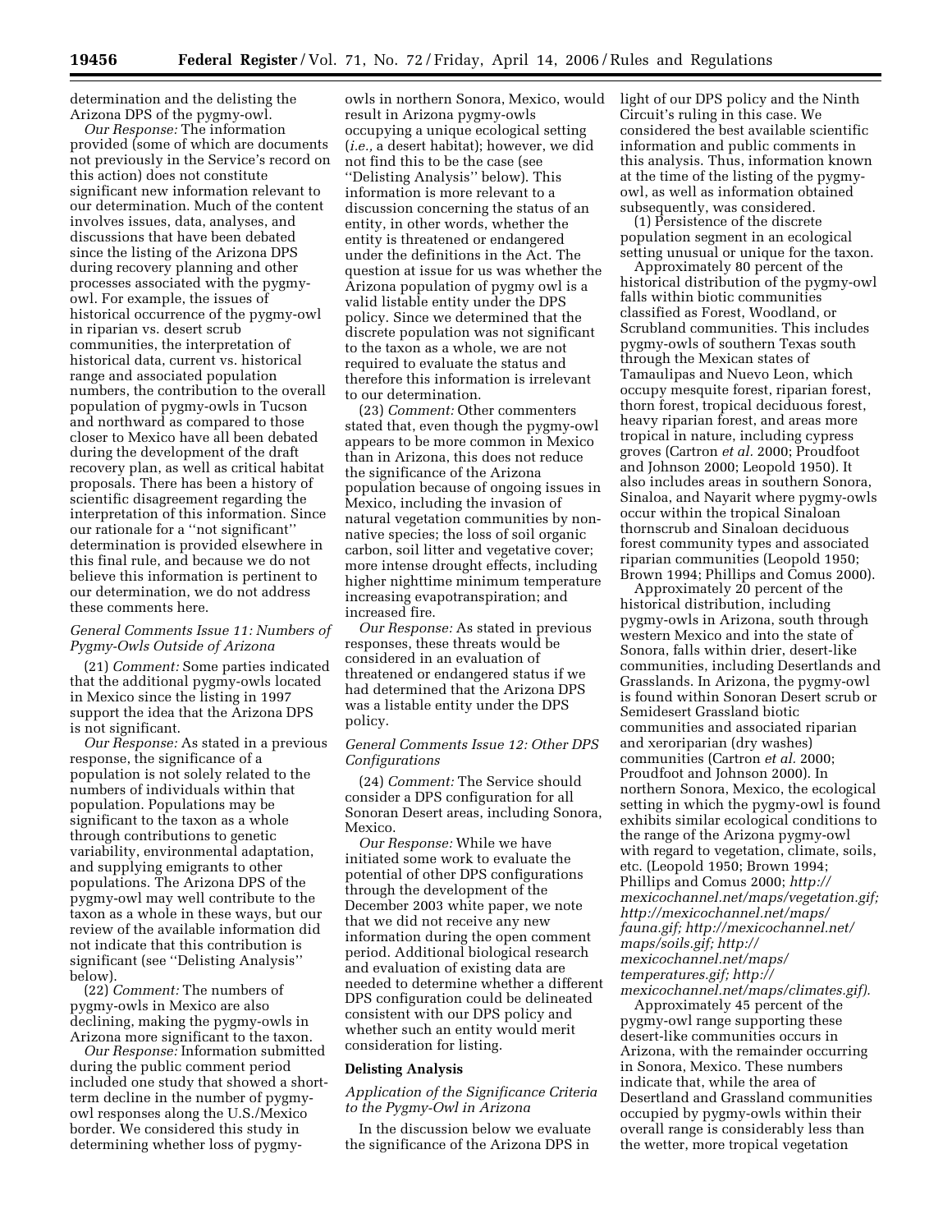determination and the delisting the Arizona DPS of the pygmy-owl.

*Our Response:* The information provided (some of which are documents not previously in the Service's record on this action) does not constitute significant new information relevant to our determination. Much of the content involves issues, data, analyses, and discussions that have been debated since the listing of the Arizona DPS during recovery planning and other processes associated with the pygmy-owl. For example, the issues of historical occurrence of the pygmy-owl in riparian vs. desert scrub communities, the interpretation of historical data, current vs. historical range and associated population numbers, the contribution to the overall population of pygmy-owls in Tucson and northward as compared to those closer to Mexico have all been debated during the development of the draft recovery plan, as well as critical habitat proposals. There has been a history of scientific disagreement regarding the interpretation of this information. Since our rationale for a ''not significant'' determination is provided elsewhere in this final rule, and because we do not believe this information is pertinent to our determination, we do not address these comments here.

*General Comments Issue 11: Numbers of Pygmy-Owls Outside of Arizona*

(21) *Comment:* Some parties indicated that the additional pygmy-owls located in Mexico since the listing in 1997 support the idea that the Arizona DPS is not significant.

*Our Response:* As stated in a previous response, the significance of a population is not solely related to the numbers of individuals within that population. Populations may be significant to the taxon as a whole through contributions to genetic variability, environmental adaptation, and supplying emigrants to other populations. The Arizona DPS of the pygmy-owl may well contribute to the taxon as a whole in these ways, but our review of the available information did not indicate that this contribution is significant (see ''Delisting Analysis'' below).

(22) *Comment:* The numbers of pygmy-owls in Mexico are also declining, making the pygmy-owls in Arizona more significant to the taxon.

*Our Response:* Information submitted during the public comment period included one study that showed a short-term decline in the number of pygmy-owl responses along the U.S./Mexico border. We considered this study in determining whether loss of pygmy-owls in northern Sonora, Mexico, would result in Arizona pygmy-owls occupying a unique ecological setting (*i.e.,* a desert habitat); however, we did not find this to be the case (see ''Delisting Analysis'' below). This information is more relevant to a discussion concerning the status of an entity, in other words, whether the entity is threatened or endangered under the definitions in the Act. The question at issue for us was whether the Arizona population of pygmy owl is a valid listable entity under the DPS policy. Since we determined that the discrete population was not significant to the taxon as a whole, we are not required to evaluate the status and therefore this information is irrelevant to our determination.

(23) *Comment:* Other commenters stated that, even though the pygmy-owl appears to be more common in Mexico than in Arizona, this does not reduce the significance of the Arizona population because of ongoing issues in Mexico, including the invasion of natural vegetation communities by non-native species; the loss of soil organic carbon, soil litter and vegetative cover; more intense drought effects, including higher nighttime minimum temperature increasing evapotranspiration; and increased fire.

*Our Response:* As stated in previous responses, these threats would be considered in an evaluation of threatened or endangered status if we had determined that the Arizona DPS was a listable entity under the DPS policy.

*General Comments Issue 12: Other DPS Configurations*

(24) *Comment:* The Service should consider a DPS configuration for all Sonoran Desert areas, including Sonora, Mexico.

*Our Response:* While we have initiated some work to evaluate the potential of other DPS configurations through the development of the December 2003 white paper, we note that we did not receive any new information during the open comment period. Additional biological research and evaluation of existing data are needed to determine whether a different DPS configuration could be delineated consistent with our DPS policy and whether such an entity would merit consideration for listing.

**Delisting Analysis**

*Application of the Significance Criteria to the Pygmy-Owl in Arizona*

In the discussion below we evaluate the significance of the Arizona DPS in light of our DPS policy and the Ninth Circuit's ruling in this case. We considered the best available scientific information and public comments in this analysis. Thus, information known at the time of the listing of the pygmy-owl, as well as information obtained subsequently, was considered.

(1) Persistence of the discrete population segment in an ecological setting unusual or unique for the taxon.

Approximately 80 percent of the historical distribution of the pygmy-owl falls within biotic communities classified as Forest, Woodland, or Scrubland communities. This includes pygmy-owls of southern Texas south through the Mexican states of Tamaulipas and Nuevo Leon, which occupy mesquite forest, riparian forest, thorn forest, tropical deciduous forest, heavy riparian forest, and areas more tropical in nature, including cypress groves (Cartron *et al.* 2000; Proudfoot and Johnson 2000; Leopold 1950). It also includes areas in southern Sonora, Sinaloa, and Nayarit where pygmy-owls occur within the tropical Sinaloan thornscrub and Sinaloan deciduous forest community types and associated riparian communities (Leopold 1950; Brown 1994; Phillips and Comus 2000).

Approximately 20 percent of the historical distribution, including pygmy-owls in Arizona, south through western Mexico and into the state of Sonora, falls within drier, desert-like communities, including Desertlands and Grasslands. In Arizona, the pygmy-owl is found within Sonoran Desert scrub or Semidesert Grassland biotic communities and associated riparian and xeroriparian (dry washes) communities (Cartron *et al.* 2000; Proudfoot and Johnson 2000). In northern Sonora, Mexico, the ecological setting in which the pygmy-owl is found exhibits similar ecological conditions to the range of the Arizona pygmy-owl with regard to vegetation, climate, soils, etc. (Leopold 1950; Brown 1994; Phillips and Comus 2000; *http://mexicochannel.net/maps/vegetation.gif; http://mexicochannel.net/maps/fauna.gif; http://mexicochannel.net/maps/soils.gif; http://mexicochannel.net/maps/temperatures.gif; http://mexicochannel.net/maps/climates.gif).*

Approximately 45 percent of the pygmy-owl range supporting these desert-like communities occurs in Arizona, with the remainder occurring in Sonora, Mexico. These numbers indicate that, while the area of Desertland and Grassland communities occupied by pygmy-owls within their overall range is considerably less than the wetter, more tropical vegetation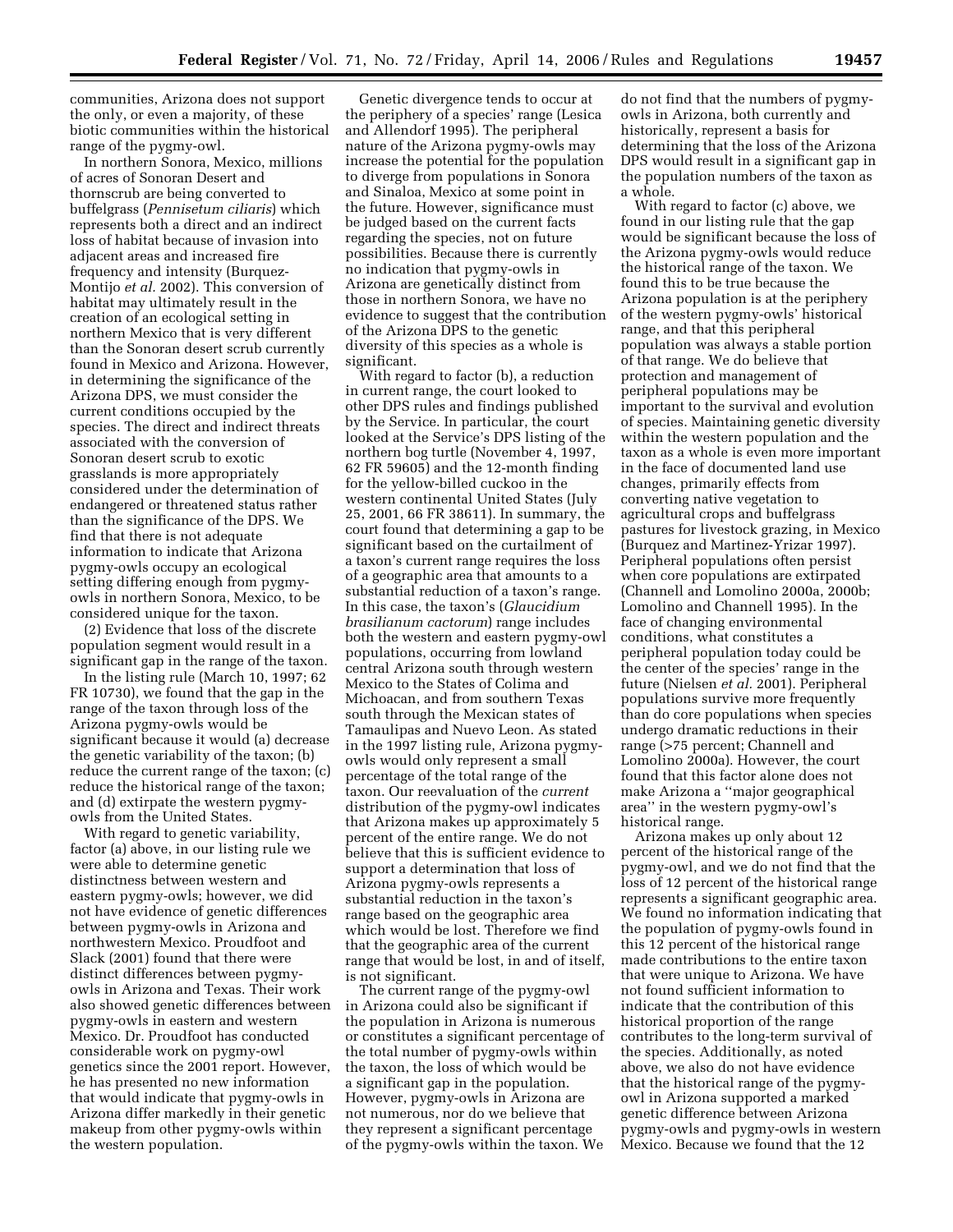communities, Arizona does not support the only, or even a majority, of these biotic communities within the historical range of the pygmy-owl.

In northern Sonora, Mexico, millions of acres of Sonoran Desert and thornscrub are being converted to buffelgrass (*Pennisetum ciliaris*) which represents both a direct and an indirect loss of habitat because of invasion into adjacent areas and increased fire frequency and intensity (Burquez-Montijo *et al.* 2002). This conversion of habitat may ultimately result in the creation of an ecological setting in northern Mexico that is very different than the Sonoran desert scrub currently found in Mexico and Arizona. However, in determining the significance of the Arizona DPS, we must consider the current conditions occupied by the species. The direct and indirect threats associated with the conversion of Sonoran desert scrub to exotic grasslands is more appropriately considered under the determination of endangered or threatened status rather than the significance of the DPS. We find that there is not adequate information to indicate that Arizona pygmy-owls occupy an ecological setting differing enough from pygmy-owls in northern Sonora, Mexico, to be considered unique for the taxon.

(2) Evidence that loss of the discrete population segment would result in a significant gap in the range of the taxon.

In the listing rule (March 10, 1997; 62 FR 10730), we found that the gap in the range of the taxon through loss of the Arizona pygmy-owls would be significant because it would (a) decrease the genetic variability of the taxon; (b) reduce the current range of the taxon; (c) reduce the historical range of the taxon; and (d) extirpate the western pygmy-owls from the United States.

With regard to genetic variability, factor (a) above, in our listing rule we were able to determine genetic distinctness between western and eastern pygmy-owls; however, we did not have evidence of genetic differences between pygmy-owls in Arizona and northwestern Mexico. Proudfoot and Slack (2001) found that there were distinct differences between pygmy-owls in Arizona and Texas. Their work also showed genetic differences between pygmy-owls in eastern and western Mexico. Dr. Proudfoot has conducted considerable work on pygmy-owl genetics since the 2001 report. However, he has presented no new information that would indicate that pygmy-owls in Arizona differ markedly in their genetic makeup from other pygmy-owls within the western population.

Genetic divergence tends to occur at the periphery of a species' range (Lesica and Allendorf 1995). The peripheral nature of the Arizona pygmy-owls may increase the potential for the population to diverge from populations in Sonora and Sinaloa, Mexico at some point in the future. However, significance must be judged based on the current facts regarding the species, not on future possibilities. Because there is currently no indication that pygmy-owls in Arizona are genetically distinct from those in northern Sonora, we have no evidence to suggest that the contribution of the Arizona DPS to the genetic diversity of this species as a whole is significant.

With regard to factor (b), a reduction in current range, the court looked to other DPS rules and findings published by the Service. In particular, the court looked at the Service's DPS listing of the northern bog turtle (November 4, 1997, 62 FR 59605) and the 12-month finding for the yellow-billed cuckoo in the western continental United States (July 25, 2001, 66 FR 38611). In summary, the court found that determining a gap to be significant based on the curtailment of a taxon's current range requires the loss of a geographic area that amounts to a substantial reduction of a taxon's range. In this case, the taxon's (*Glaucidium brasilianum cactorum*) range includes both the western and eastern pygmy-owl populations, occurring from lowland central Arizona south through western Mexico to the States of Colima and Michoacan, and from southern Texas south through the Mexican states of Tamaulipas and Nuevo Leon. As stated in the 1997 listing rule, Arizona pygmy-owls would only represent a small percentage of the total range of the taxon. Our reevaluation of the *current* distribution of the pygmy-owl indicates that Arizona makes up approximately 5 percent of the entire range. We do not believe that this is sufficient evidence to support a determination that loss of Arizona pygmy-owls represents a substantial reduction in the taxon's range based on the geographic area which would be lost. Therefore we find that the geographic area of the current range that would be lost, in and of itself, is not significant.

The current range of the pygmy-owl in Arizona could also be significant if the population in Arizona is numerous or constitutes a significant percentage of the total number of pygmy-owls within the taxon, the loss of which would be a significant gap in the population. However, pygmy-owls in Arizona are not numerous, nor do we believe that they represent a significant percentage of the pygmy-owls within the taxon. We do not find that the numbers of pygmy-owls in Arizona, both currently and historically, represent a basis for determining that the loss of the Arizona DPS would result in a significant gap in the population numbers of the taxon as a whole.

With regard to factor (c) above, we found in our listing rule that the gap would be significant because the loss of the Arizona pygmy-owls would reduce the historical range of the taxon. We found this to be true because the Arizona population is at the periphery of the western pygmy-owls' historical range, and that this peripheral population was always a stable portion of that range. We do believe that protection and management of peripheral populations may be important to the survival and evolution of species. Maintaining genetic diversity within the western population and the taxon as a whole is even more important in the face of documented land use changes, primarily effects from converting native vegetation to agricultural crops and buffelgrass pastures for livestock grazing, in Mexico (Burquez and Martinez-Yrizar 1997). Peripheral populations often persist when core populations are extirpated (Channell and Lomolino 2000a, 2000b; Lomolino and Channell 1995). In the face of changing environmental conditions, what constitutes a peripheral population today could be the center of the species' range in the future (Nielsen *et al.* 2001). Peripheral populations survive more frequently than do core populations when species undergo dramatic reductions in their range (>75 percent; Channell and Lomolino 2000a). However, the court found that this factor alone does not make Arizona a ''major geographical area'' in the western pygmy-owl's historical range.

Arizona makes up only about 12 percent of the historical range of the pygmy-owl, and we do not find that the loss of 12 percent of the historical range represents a significant geographic area. We found no information indicating that the population of pygmy-owls found in this 12 percent of the historical range made contributions to the entire taxon that were unique to Arizona. We have not found sufficient information to indicate that the contribution of this historical proportion of the range contributes to the long-term survival of the species. Additionally, as noted above, we also do not have evidence that the historical range of the pygmy-owl in Arizona supported a marked genetic difference between Arizona pygmy-owls and pygmy-owls in western Mexico. Because we found that the 12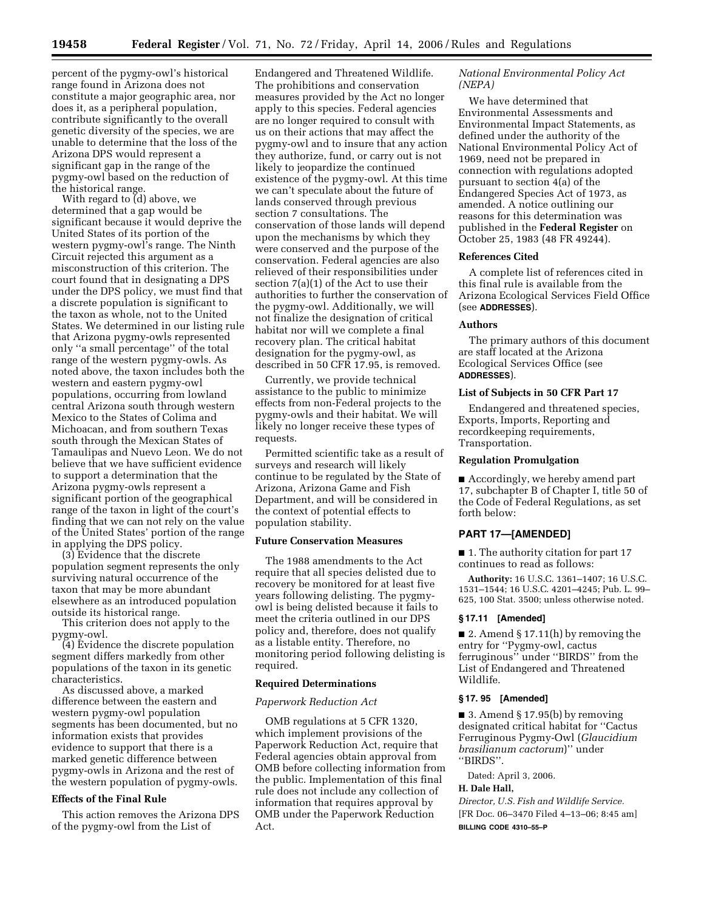percent of the pygmy-owl's historical range found in Arizona does not constitute a major geographic area, nor does it, as a peripheral population, contribute significantly to the overall genetic diversity of the species, we are unable to determine that the loss of the Arizona DPS would represent a significant gap in the range of the pygmy-owl based on the reduction of the historical range.

With regard to (d) above, we determined that a gap would be significant because it would deprive the United States of its portion of the western pygmy-owl's range. The Ninth Circuit rejected this argument as a misconstruction of this criterion. The court found that in designating a DPS under the DPS policy, we must find that a discrete population is significant to the taxon as whole, not to the United States. We determined in our listing rule that Arizona pygmy-owls represented only ''a small percentage'' of the total range of the western pygmy-owls. As noted above, the taxon includes both the western and eastern pygmy-owl populations, occurring from lowland central Arizona south through western Mexico to the States of Colima and Michoacan, and from southern Texas south through the Mexican States of Tamaulipas and Nuevo Leon. We do not believe that we have sufficient evidence to support a determination that the Arizona pygmy-owls represent a significant portion of the geographical range of the taxon in light of the court's finding that we can not rely on the value of the United States' portion of the range in applying the DPS policy.

(3) Evidence that the discrete population segment represents the only surviving natural occurrence of the taxon that may be more abundant elsewhere as an introduced population outside its historical range.

This criterion does not apply to the pygmy-owl.

(4) Evidence the discrete population segment differs markedly from other populations of the taxon in its genetic characteristics.

As discussed above, a marked difference between the eastern and western pygmy-owl population segments has been documented, but no information exists that provides evidence to support that there is a marked genetic difference between pygmy-owls in Arizona and the rest of the western population of pygmy-owls.

**Effects of the Final Rule**

This action removes the Arizona DPS of the pygmy-owl from the List of Endangered and Threatened Wildlife. The prohibitions and conservation measures provided by the Act no longer apply to this species. Federal agencies are no longer required to consult with us on their actions that may affect the pygmy-owl and to insure that any action they authorize, fund, or carry out is not likely to jeopardize the continued existence of the pygmy-owl. At this time we can't speculate about the future of lands conserved through previous section 7 consultations. The conservation of those lands will depend upon the mechanisms by which they were conserved and the purpose of the conservation. Federal agencies are also relieved of their responsibilities under section 7(a)(1) of the Act to use their authorities to further the conservation of the pygmy-owl. Additionally, we will not finalize the designation of critical habitat nor will we complete a final recovery plan. The critical habitat designation for the pygmy-owl, as described in 50 CFR 17.95, is removed.

Currently, we provide technical assistance to the public to minimize effects from non-Federal projects to the pygmy-owls and their habitat. We will likely no longer receive these types of requests.

Permitted scientific take as a result of surveys and research will likely continue to be regulated by the State of Arizona, Arizona Game and Fish Department, and will be considered in the context of potential effects to population stability.

**Future Conservation Measures**

The 1988 amendments to the Act require that all species delisted due to recovery be monitored for at least five years following delisting. The pygmy-owl is being delisted because it fails to meet the criteria outlined in our DPS policy and, therefore, does not qualify as a listable entity. Therefore, no monitoring period following delisting is required.

**Required Determinations**

*Paperwork Reduction Act*

OMB regulations at 5 CFR 1320, which implement provisions of the Paperwork Reduction Act, require that Federal agencies obtain approval from OMB before collecting information from the public. Implementation of this final rule does not include any collection of information that requires approval by OMB under the Paperwork Reduction Act.

*National Environmental Policy Act (NEPA)*

We have determined that Environmental Assessments and Environmental Impact Statements, as defined under the authority of the National Environmental Policy Act of 1969, need not be prepared in connection with regulations adopted pursuant to section 4(a) of the Endangered Species Act of 1973, as amended. A notice outlining our reasons for this determination was published in the **Federal Register** on October 25, 1983 (48 FR 49244).

**References Cited**

A complete list of references cited in this final rule is available from the Arizona Ecological Services Field Office (see **ADDRESSES**).

**Authors**

The primary authors of this document are staff located at the Arizona Ecological Services Office (see **ADDRESSES**).

**List of Subjects in 50 CFR Part 17**

Endangered and threatened species, Exports, Imports, Reporting and recordkeeping requirements, Transportation.

**Regulation Promulgation**

■ Accordingly, we hereby amend part 17, subchapter B of Chapter I, title 50 of the Code of Federal Regulations, as set forth below:

## PART 17—[AMENDED]

■ 1. The authority citation for part 17 continues to read as follows:

**Authority:** 16 U.S.C. 1361–1407; 16 U.S.C. 1531–1544; 16 U.S.C. 4201–4245; Pub. L. 99–625, 100 Stat. 3500; unless otherwise noted.

**§ 17.11 [Amended]**

■ 2. Amend § 17.11(h) by removing the entry for ''Pygmy-owl, cactus ferruginous'' under ''BIRDS'' from the List of Endangered and Threatened Wildlife.

**§ 17. 95 [Amended]**

■ 3. Amend § 17.95(b) by removing designated critical habitat for ''Cactus Ferruginous Pygmy-Owl (*Glaucidium brasilianum cactorum*)'' under ''BIRDS''.

Dated: April 3, 2006.

**H. Dale Hall,**

*Director, U.S. Fish and Wildlife Service.*

[FR Doc. 06–3470 Filed 4–13–06; 8:45 am]

**BILLING CODE 4310–55–P**